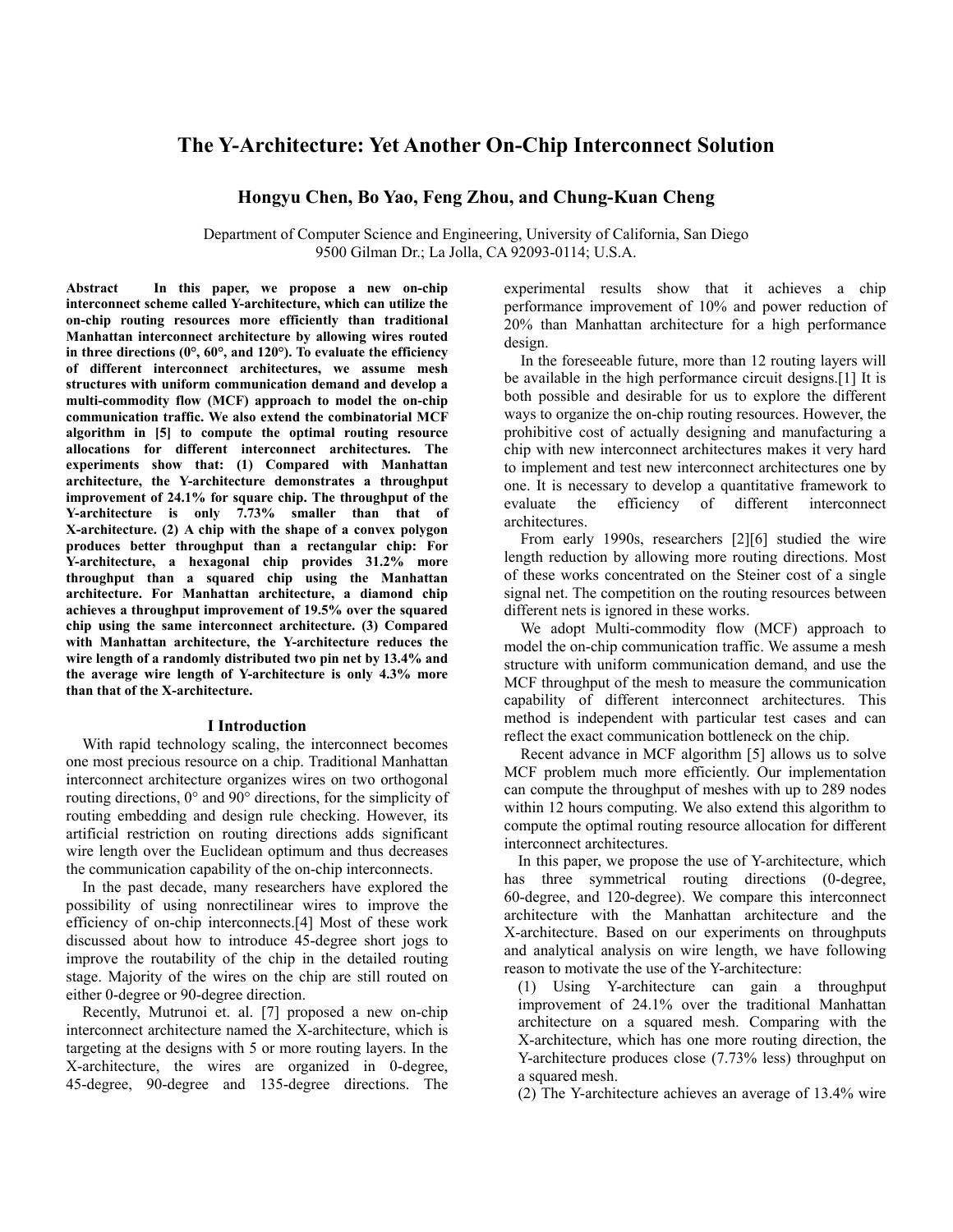# The Y-Architecture: Yet Another On-Chip Interconnect Solution

**Hongyu Chen, Bo Yao, Feng Zhou, and Chung-Kuan Cheng**

Department of Computer Science and Engineering, University of California, San Diego
9500 Gilman Dr.; La Jolla, CA 92093-0114; U.S.A.

**Abstract In this paper, we propose a new on-chip interconnect scheme called Y-architecture, which can utilize the on-chip routing resources more efficiently than traditional Manhattan interconnect architecture by allowing wires routed in three directions (0°, 60°, and 120°). To evaluate the efficiency of different interconnect architectures, we assume mesh structures with uniform communication demand and develop a multi-commodity flow (MCF) approach to model the on-chip communication traffic. We also extend the combinatorial MCF algorithm in [5] to compute the optimal routing resource allocations for different interconnect architectures. The experiments show that: (1) Compared with Manhattan architecture, the Y-architecture demonstrates a throughput improvement of 24.1% for square chip. The throughput of the Y-architecture is only 7.73% smaller than that of X-architecture. (2) A chip with the shape of a convex polygon produces better throughput than a rectangular chip: For Y-architecture, a hexagonal chip provides 31.2% more throughput than a squared chip using the Manhattan architecture. For Manhattan architecture, a diamond chip achieves a throughput improvement of 19.5% over the squared chip using the same interconnect architecture. (3) Compared with Manhattan architecture, the Y-architecture reduces the wire length of a randomly distributed two pin net by 13.4% and the average wire length of Y-architecture is only 4.3% more than that of the X-architecture.**

## I Introduction

With rapid technology scaling, the interconnect becomes one most precious resource on a chip. Traditional Manhattan interconnect architecture organizes wires on two orthogonal routing directions, 0° and 90° directions, for the simplicity of routing embedding and design rule checking. However, its artificial restriction on routing directions adds significant wire length over the Euclidean optimum and thus decreases the communication capability of the on-chip interconnects.

In the past decade, many researchers have explored the possibility of using nonrectilinear wires to improve the efficiency of on-chip interconnects.[4] Most of these work discussed about how to introduce 45-degree short jogs to improve the routability of the chip in the detailed routing stage. Majority of the wires on the chip are still routed on either 0-degree or 90-degree direction.

Recently, Mutrunoi et. al. [7] proposed a new on-chip interconnect architecture named the X-architecture, which is targeting at the designs with 5 or more routing layers. In the X-architecture, the wires are organized in 0-degree, 45-degree, 90-degree and 135-degree directions. The experimental results show that it achieves a chip performance improvement of 10% and power reduction of 20% than Manhattan architecture for a high performance design.

In the foreseeable future, more than 12 routing layers will be available in the high performance circuit designs.[1] It is both possible and desirable for us to explore the different ways to organize the on-chip routing resources. However, the prohibitive cost of actually designing and manufacturing a chip with new interconnect architectures makes it very hard to implement and test new interconnect architectures one by one. It is necessary to develop a quantitative framework to evaluate the efficiency of different interconnect architectures.

From early 1990s, researchers [2][6] studied the wire length reduction by allowing more routing directions. Most of these works concentrated on the Steiner cost of a single signal net. The competition on the routing resources between different nets is ignored in these works.

We adopt Multi-commodity flow (MCF) approach to model the on-chip communication traffic. We assume a mesh structure with uniform communication demand, and use the MCF throughput of the mesh to measure the communication capability of different interconnect architectures. This method is independent with particular test cases and can reflect the exact communication bottleneck on the chip.

Recent advance in MCF algorithm [5] allows us to solve MCF problem much more efficiently. Our implementation can compute the throughput of meshes with up to 289 nodes within 12 hours computing. We also extend this algorithm to compute the optimal routing resource allocation for different interconnect architectures.

In this paper, we propose the use of Y-architecture, which has three symmetrical routing directions (0-degree, 60-degree, and 120-degree). We compare this interconnect architecture with the Manhattan architecture and the X-architecture. Based on our experiments on throughputs and analytical analysis on wire length, we have following reason to motivate the use of the Y-architecture:

(1) Using Y-architecture can gain a throughput improvement of 24.1% over the traditional Manhattan architecture on a squared mesh. Comparing with the X-architecture, which has one more routing direction, the Y-architecture produces close (7.73% less) throughput on a squared mesh.

(2) The Y-architecture achieves an average of 13.4% wire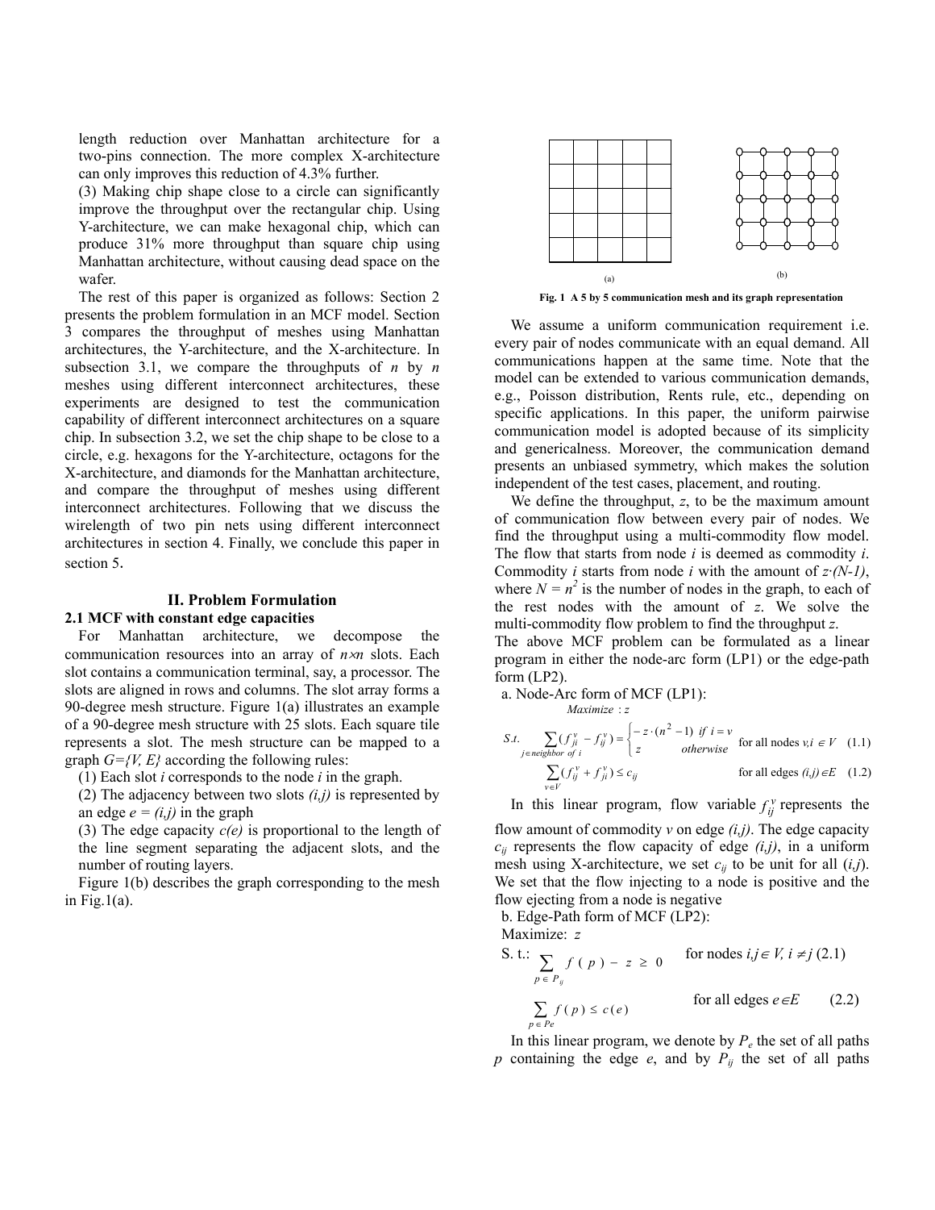length reduction over Manhattan architecture for a two-pins connection. The more complex X-architecture can only improves this reduction of 4.3% further.

(3) Making chip shape close to a circle can significantly improve the throughput over the rectangular chip. Using Y-architecture, we can make hexagonal chip, which can produce 31% more throughput than square chip using Manhattan architecture, without causing dead space on the wafer.

The rest of this paper is organized as follows: Section 2 presents the problem formulation in an MCF model. Section 3 compares the throughput of meshes using Manhattan architectures, the Y-architecture, and the X-architecture. In subsection 3.1, we compare the throughputs of $n$ by $n$ meshes using different interconnect architectures, these experiments are designed to test the communication capability of different interconnect architectures on a square chip. In subsection 3.2, we set the chip shape to be close to a circle, e.g. hexagons for the Y-architecture, octagons for the X-architecture, and diamonds for the Manhattan architecture, and compare the throughput of meshes using different interconnect architectures. Following that we discuss the wirelength of two pin nets using different interconnect architectures in section 4. Finally, we conclude this paper in section 5.

## II. Problem Formulation

### 2.1 MCF with constant edge capacities

For Manhattan architecture, we decompose the communication resources into an array of $n \times n$ slots. Each slot contains a communication terminal, say, a processor. The slots are aligned in rows and columns. The slot array forms a 90-degree mesh structure. Figure 1(a) illustrates an example of a 90-degree mesh structure with 25 slots. Each square tile represents a slot. The mesh structure can be mapped to a graph $G=\{V, E\}$ according the following rules:

(1) Each slot $i$ corresponds to the node $i$ in the graph.

(2) The adjacency between two slots $(i,j)$ is represented by an edge $e = (i,j)$ in the graph

(3) The edge capacity $c(e)$ is proportional to the length of the line segment separating the adjacent slots, and the number of routing layers.

Figure 1(b) describes the graph corresponding to the mesh in Fig.1(a).

(a) (b)

**Fig. 1 A 5 by 5 communication mesh and its graph representation**

We assume a uniform communication requirement i.e. every pair of nodes communicate with an equal demand. All communications happen at the same time. Note that the model can be extended to various communication demands, e.g., Poisson distribution, Rents rule, etc., depending on specific applications. In this paper, the uniform pairwise communication model is adopted because of its simplicity and genericalness. Moreover, the communication demand presents an unbiased symmetry, which makes the solution independent of the test cases, placement, and routing.

We define the throughput, $z$, to be the maximum amount of communication flow between every pair of nodes. We find the throughput using a multi-commodity flow model. The flow that starts from node $i$ is deemed as commodity $i$. Commodity $i$ starts from node $i$ with the amount of $z \cdot (N-1)$, where $N = n^2$ is the number of nodes in the graph, to each of the rest nodes with the amount of $z$. We solve the multi-commodity flow problem to find the throughput $z$.

The above MCF problem can be formulated as a linear program in either the node-arc form (LP1) or the edge-path form (LP2).

a. Node-Arc form of MCF (LP1):

$$\text{Maximize} : z$$

$$S.t. \quad \sum_{j \in neighbor\ of\ i} (f_{ji}^{v} - f_{ij}^{v}) = \begin{cases} -z \cdot (n^2 - 1) & if\ i = v \\ z & otherwise \end{cases} \quad \text{for all nodes } v,i \in V \quad (1.1)$$

$$\sum_{v \in V} (f_{ij}^{v} + f_{ji}^{v}) \le c_{ij} \quad \text{for all edges } (i,j) \in E \quad (1.2)$$

In this linear program, flow variable $f_{ij}^{v}$ represents the flow amount of commodity $v$ on edge $(i,j)$. The edge capacity $c_{ij}$ represents the flow capacity of edge $(i,j)$, in a uniform mesh using X-architecture, we set $c_{ij}$ to be unit for all $(i,j)$. We set that the flow injecting to a node is positive and the flow ejecting from a node is negative

b. Edge-Path form of MCF (LP2):

Maximize: $z$

$$\text{S. t.:} \quad \sum_{p \in P_{ij}} f(p) - z \ge 0 \quad \text{for nodes } i,j \in V,\ i \ne j \quad (2.1)$$

$$\sum_{p \in Pe} f(p) \le c(e) \quad \text{for all edges } e \in E \quad (2.2)$$

In this linear program, we denote by $P_e$ the set of all paths $p$ containing the edge $e$, and by $P_{ij}$ the set of all paths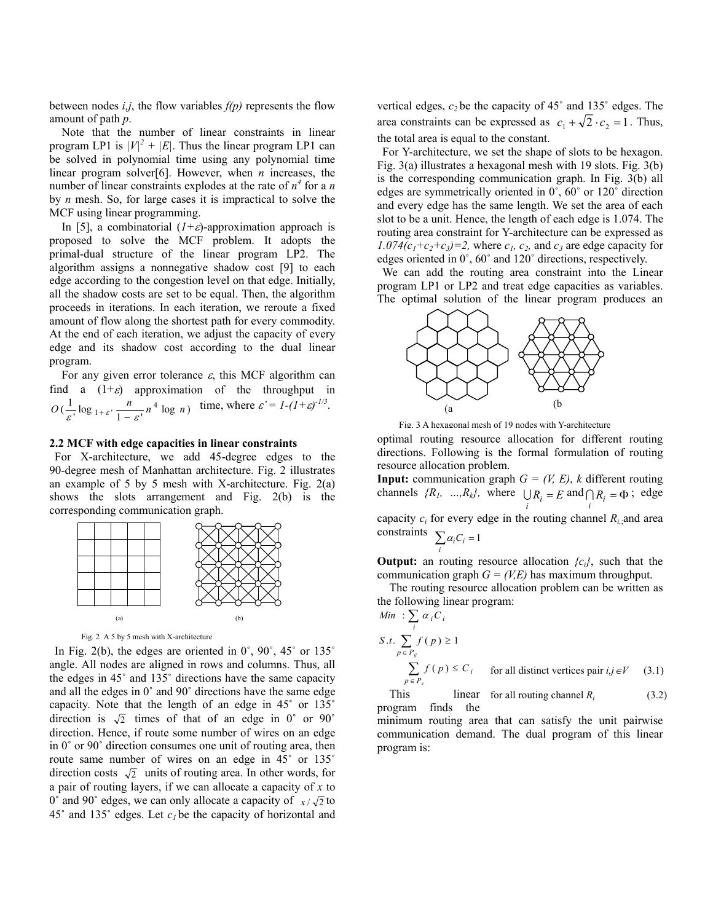between nodes $i,j$, the flow variables $f(p)$ represents the flow amount of path $p$.

Note that the number of linear constraints in linear program LP1 is $|V|^2 + |E|$. Thus the linear program LP1 can be solved in polynomial time using any polynomial time linear program solver[6]. However, when $n$ increases, the number of linear constraints explodes at the rate of $n^4$ for a $n$ by $n$ mesh. So, for large cases it is impractical to solve the MCF using linear programming.

In [5], a combinatorial $(1+\varepsilon)$-approximation approach is proposed to solve the MCF problem. It adopts the primal-dual structure of the linear program LP2. The algorithm assigns a nonnegative shadow cost [9] to each edge according to the congestion level on that edge. Initially, all the shadow costs are set to be equal. Then, the algorithm proceeds in iterations. In each iteration, we reroute a fixed amount of flow along the shortest path for every commodity. At the end of each iteration, we adjust the capacity of every edge and its shadow cost according to the dual linear program.

For any given error tolerance $\varepsilon$, this MCF algorithm can find a $(1+\varepsilon)$ approximation of the throughput in $O(\frac{1}{\varepsilon'}\log_{1+\varepsilon'}\frac{n}{1-\varepsilon'}n^4\log n)$ time, where $\varepsilon' = 1-(1+\varepsilon)^{-1/3}$.

### 2.2 MCF with edge capacities in linear constraints

For X-architecture, we add 45-degree edges to the 90-degree mesh of Manhattan architecture. Fig. 2 illustrates an example of 5 by 5 mesh with X-architecture. Fig. 2(a) shows the slots arrangement and Fig. 2(b) is the corresponding communication graph.

(a) (b)

Fig. 2 A 5 by 5 mesh with X-architecture

In Fig. 2(b), the edges are oriented in 0˚, 90˚, 45˚ or 135˚ angle. All nodes are aligned in rows and columns. Thus, all the edges in 45˚ and 135˚ directions have the same capacity and all the edges in 0˚ and 90˚ directions have the same edge capacity. Note that the length of an edge in 45˚ or 135˚ direction is $\sqrt{2}$ times of that of an edge in 0˚ or 90˚ direction. Hence, if route some number of wires on an edge in 0˚ or 90˚ direction consumes one unit of routing area, then route same number of wires on an edge in 45˚ or 135˚ direction costs $\sqrt{2}$ units of routing area. In other words, for a pair of routing layers, if we can allocate a capacity of $x$ to 0˚ and 90˚ edges, we can only allocate a capacity of $x/\sqrt{2}$ to 45˚ and 135˚ edges. Let $c_1$ be the capacity of horizontal and vertical edges, $c_2$ be the capacity of 45˚ and 135˚ edges. The area constraints can be expressed as $c_1 + \sqrt{2}\cdot c_2 = 1$. Thus, the total area is equal to the constant.

For Y-architecture, we set the shape of slots to be hexagon. Fig. 3(a) illustrates a hexagonal mesh with 19 slots. Fig. 3(b) is the corresponding communication graph. In Fig. 3(b) all edges are symmetrically oriented in 0˚, 60˚ or 120˚ direction and every edge has the same length. We set the area of each slot to be a unit. Hence, the length of each edge is 1.074. The routing area constraint for Y-architecture can be expressed as $1.074(c_1+c_2+c_3)=2$, where $c_1$, $c_2$, and $c_3$ are edge capacity for edges oriented in 0˚, 60˚ and 120˚ directions, respectively.

We can add the routing area constraint into the Linear program LP1 or LP2 and treat edge capacities as variables. The optimal solution of the linear program produces an optimal routing resource allocation for different routing directions. Following is the formal formulation of routing resource allocation problem.

(a (b

Fig. 3 A hexagonal mesh of 19 nodes with Y-architecture

**Input:** communication graph $G = (V, E)$, $k$ different routing channels $\{R_1, \ldots, R_k\}$, where $\bigcup_i R_i = E$ and $\bigcap_i R_i = \Phi$; edge capacity $c_i$ for every edge in the routing channel $R_i$, and area constraints $\sum_i \alpha_i C_i = 1$

**Output:** an routing resource allocation $\{c_i\}$, such that the communication graph $G = (V,E)$ has maximum throughput.

The routing resource allocation problem can be written as the following linear program:

$$Min\ : \sum_i \alpha_i C_i$$

$$S.t. \sum_{p \in P_{ij}} f(p) \geq 1 \quad \text{for all distinct vertices pair } i,j \in V \quad (3.1)$$

$$\sum_{p \in P_e} f(p) \leq C_i \quad \text{for all routing channel } R_i \quad (3.2)$$

This linear program finds the minimum routing area that can satisfy the unit pairwise communication demand. The dual program of this linear program is: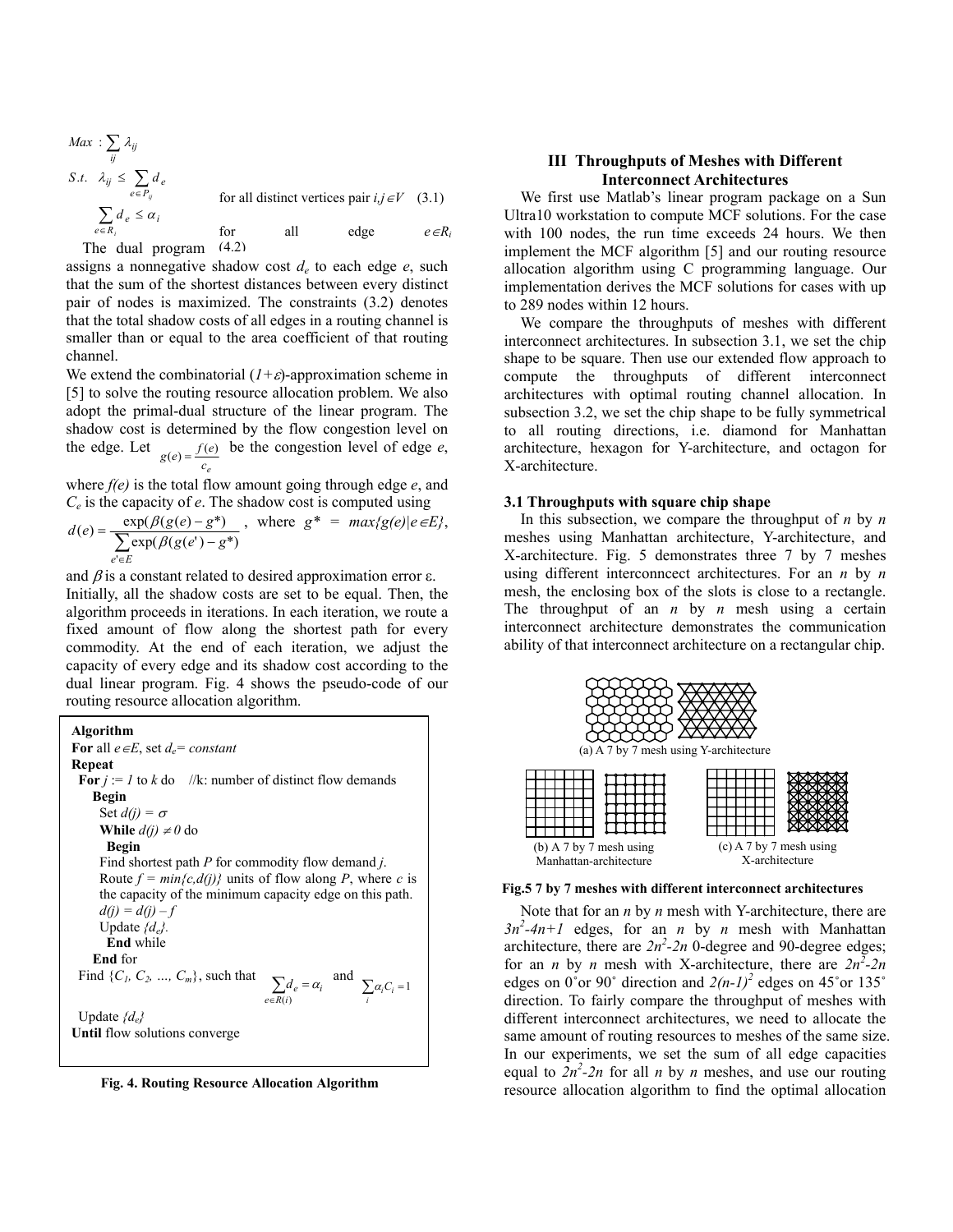$$Max \; : \sum_{ij} \lambda_{ij}$$

$$S.t. \quad \lambda_{ij} \le \sum_{e \in P_{ij}} d_e \qquad \text{for all distinct vertices pair } i,j \in V \quad (3.1)$$

$$\sum_{e \in R_i} d_e \le \alpha_i \qquad \text{for all edge } e \in R_i \quad (4.2)$$

The dual program assigns a nonnegative shadow cost $d_e$ to each edge $e$, such that the sum of the shortest distances between every distinct pair of nodes is maximized. The constraints (3.2) denotes that the total shadow costs of all edges in a routing channel is smaller than or equal to the area coefficient of that routing channel.

We extend the combinatorial $(1+\varepsilon)$-approximation scheme in [5] to solve the routing resource allocation problem. We also adopt the primal-dual structure of the linear program. The shadow cost is determined by the flow congestion level on the edge. Let $g(e) = \frac{f(e)}{c_e}$ be the congestion level of edge $e$, where $f(e)$ is the total flow amount going through edge $e$, and $C_e$ is the capacity of $e$. The shadow cost is computed using $d(e) = \frac{\exp(\beta(g(e) - g^*)}{\sum_{e' \in E} \exp(\beta(g(e') - g^*)}$, where $g^* = max\{g(e) | e \in E\}$, and $\beta$ is a constant related to desired approximation error ε. Initially, all the shadow costs are set to be equal. Then, the algorithm proceeds in iterations. In each iteration, we route a fixed amount of flow along the shortest path for every commodity. At the end of each iteration, we adjust the capacity of every edge and its shadow cost according to the dual linear program. Fig. 4 shows the pseudo-code of our routing resource allocation algorithm.

```
Algorithm
For all e∈E, set d_e= constant
Repeat
  For j := 1 to k do    //k: number of distinct flow demands
    Begin
      Set d(j) = σ
      While d(j) ≠ 0 do
        Begin
      Find shortest path P for commodity flow demand j.
      Route f = min{c,d(j)} units of flow along P, where c is
      the capacity of the minimum capacity edge on this path.
      d(j) = d(j) – f
      Update {d_e}.
        End while
    End for
  Find {C_1, C_2, ..., C_m}, such that  Σ_{e∈R(i)} d_e = α_i  and  Σ_i α_i C_i = 1
  Update {d_e}
Until flow solutions converge
```

**Fig. 4. Routing Resource Allocation Algorithm**

## III Throughputs of Meshes with Different Interconnect Architectures

We first use Matlab's linear program package on a Sun Ultra10 workstation to compute MCF solutions. For the case with 100 nodes, the run time exceeds 24 hours. We then implement the MCF algorithm [5] and our routing resource allocation algorithm using C programming language. Our implementation derives the MCF solutions for cases with up to 289 nodes within 12 hours.

We compare the throughputs of meshes with different interconnect architectures. In subsection 3.1, we set the chip shape to be square. Then use our extended flow approach to compute the throughputs of different interconnect architectures with optimal routing channel allocation. In subsection 3.2, we set the chip shape to be fully symmetrical to all routing directions, i.e. diamond for Manhattan architecture, hexagon for Y-architecture, and octagon for X-architecture.

### 3.1 Throughputs with square chip shape

In this subsection, we compare the throughput of $n$ by $n$ meshes using Manhattan architecture, Y-architecture, and X-architecture. Fig. 5 demonstrates three 7 by 7 meshes using different interconncect architectures. For an $n$ by $n$ mesh, the enclosing box of the slots is close to a rectangle. The throughput of an $n$ by $n$ mesh using a certain interconnect architecture demonstrates the communication ability of that interconnect architecture on a rectangular chip.

(a) A 7 by 7 mesh using Y-architecture

(b) A 7 by 7 mesh using Manhattan-architecture

(c) A 7 by 7 mesh using X-architecture

**Fig.5 7 by 7 meshes with different interconnect architectures**

Note that for an $n$ by $n$ mesh with Y-architecture, there are $3n^2$-$4n+1$ edges, for an $n$ by $n$ mesh with Manhattan architecture, there are $2n^2$-$2n$ 0-degree and 90-degree edges; for an $n$ by $n$ mesh with X-architecture, there are $2n^2$-$2n$ edges on 0˚or 90˚ direction and $2(n-1)^2$ edges on 45˚or 135˚ direction. To fairly compare the throughput of meshes with different interconnect architectures, we need to allocate the same amount of routing resources to meshes of the same size. In our experiments, we set the sum of all edge capacities equal to $2n^2$-$2n$ for all $n$ by $n$ meshes, and use our routing resource allocation algorithm to find the optimal allocation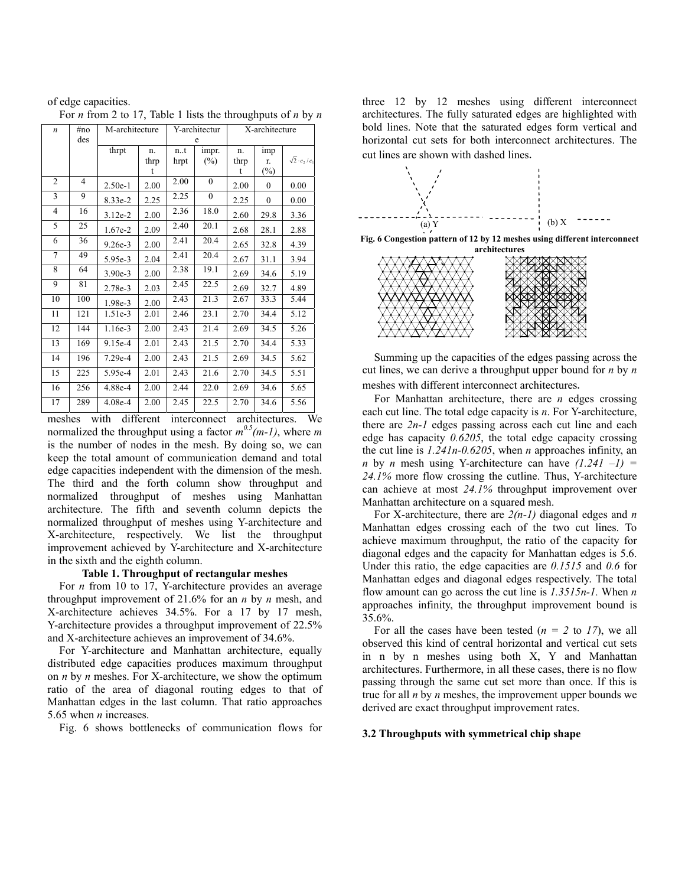of edge capacities.

For *n* from 2 to 17, Table 1 lists the throughputs of *n* by *n* meshes with different interconnect architectures. We normalized the throughput using a factor $m^{0.5}(m-1)$, where *m* is the number of nodes in the mesh. By doing so, we can keep the total amount of communication demand and total edge capacities independent with the dimension of the mesh. The third and the forth column show throughput and normalized throughput of meshes using Manhattan architecture. The fifth and seventh column depicts the normalized throughput of meshes using Y-architecture and X-architecture, respectively. We list the throughput improvement achieved by Y-architecture and X-architecture in the sixth and the eighth column.

| *n* | #nodes | M-architecture | | Y-architecture | | X-architecture | | |
|---|---|---|---|---|---|---|---|---|
| | | thrpt | n. thrpt | n..thrpt | impr. (%) | n. thrpt | impr. (%) | $\sqrt{2}\cdot c_2/c_1$ |
| 2 | 4 | 2.50e-1 | 2.00 | 2.00 | 0 | 2.00 | 0 | 0.00 |
| 3 | 9 | 8.33e-2 | 2.25 | 2.25 | 0 | 2.25 | 0 | 0.00 |
| 4 | 16 | 3.12e-2 | 2.00 | 2.36 | 18.0 | 2.60 | 29.8 | 3.36 |
| 5 | 25 | 1.67e-2 | 2.09 | 2.40 | 20.1 | 2.68 | 28.1 | 2.88 |
| 6 | 36 | 9.26e-3 | 2.00 | 2.41 | 20.4 | 2.65 | 32.8 | 4.39 |
| 7 | 49 | 5.95e-3 | 2.04 | 2.41 | 20.4 | 2.67 | 31.1 | 3.94 |
| 8 | 64 | 3.90e-3 | 2.00 | 2.38 | 19.1 | 2.69 | 34.6 | 5.19 |
| 9 | 81 | 2.78e-3 | 2.03 | 2.45 | 22.5 | 2.69 | 32.7 | 4.89 |
| 10 | 100 | 1.98e-3 | 2.00 | 2.43 | 21.3 | 2.67 | 33.3 | 5.44 |
| 11 | 121 | 1.51e-3 | 2.01 | 2.46 | 23.1 | 2.70 | 34.4 | 5.12 |
| 12 | 144 | 1.16e-3 | 2.00 | 2.43 | 21.4 | 2.69 | 34.5 | 5.26 |
| 13 | 169 | 9.15e-4 | 2.01 | 2.43 | 21.5 | 2.70 | 34.4 | 5.33 |
| 14 | 196 | 7.29e-4 | 2.00 | 2.43 | 21.5 | 2.69 | 34.5 | 5.62 |
| 15 | 225 | 5.95e-4 | 2.01 | 2.43 | 21.6 | 2.70 | 34.5 | 5.51 |
| 16 | 256 | 4.88e-4 | 2.00 | 2.44 | 22.0 | 2.69 | 34.6 | 5.65 |
| 17 | 289 | 4.08e-4 | 2.00 | 2.45 | 22.5 | 2.70 | 34.6 | 5.56 |

**Table 1. Throughput of rectangular meshes**

For *n* from 10 to 17, Y-architecture provides an average throughput improvement of 21.6% for an *n* by *n* mesh, and X-architecture achieves 34.5%. For a 17 by 17 mesh, Y-architecture provides a throughput improvement of 22.5% and X-architecture achieves an improvement of 34.6%.

For Y-architecture and Manhattan architecture, equally distributed edge capacities produces maximum throughput on *n* by *n* meshes. For X-architecture, we show the optimum ratio of the area of diagonal routing edges to that of Manhattan edges in the last column. That ratio approaches 5.65 when *n* increases.

Fig. 6 shows bottlenecks of communication flows for three 12 by 12 meshes using different interconnect architectures. The fully saturated edges are highlighted with bold lines. Note that the saturated edges form vertical and horizontal cut sets for both interconnect architectures. The cut lines are shown with dashed lines.

(a) Y (b) X

**Fig. 6 Congestion pattern of 12 by 12 meshes using different interconnect architectures**

Summing up the capacities of the edges passing across the cut lines, we can derive a throughput upper bound for *n* by *n* meshes with different interconnect architectures.

For Manhattan architecture, there are *n* edges crossing each cut line. The total edge capacity is *n*. For Y-architecture, there are *2n-1* edges passing across each cut line and each edge has capacity *0.6205*, the total edge capacity crossing the cut line is *1.241n-0.6205*, when *n* approaches infinity, an *n* by *n* mesh using Y-architecture can have *(1.241 –1) = 24.1%* more flow crossing the cutline. Thus, Y-architecture can achieve at most *24.1%* throughput improvement over Manhattan architecture on a squared mesh.

For X-architecture, there are *2(n-1)* diagonal edges and *n* Manhattan edges crossing each of the two cut lines. To achieve maximum throughput, the ratio of the capacity for diagonal edges and the capacity for Manhattan edges is 5.6. Under this ratio, the edge capacities are *0.1515* and *0.6* for Manhattan edges and diagonal edges respectively. The total flow amount can go across the cut line is *1.3515n-1.* When *n* approaches infinity, the throughput improvement bound is 35.6%.

For all the cases have been tested (*n = 2* to *17*), we all observed this kind of central horizontal and vertical cut sets in n by n meshes using both X, Y and Manhattan architectures. Furthermore, in all these cases, there is no flow passing through the same cut set more than once. If this is true for all *n* by *n* meshes, the improvement upper bounds we derived are exact throughput improvement rates.

### 3.2 Throughputs with symmetrical chip shape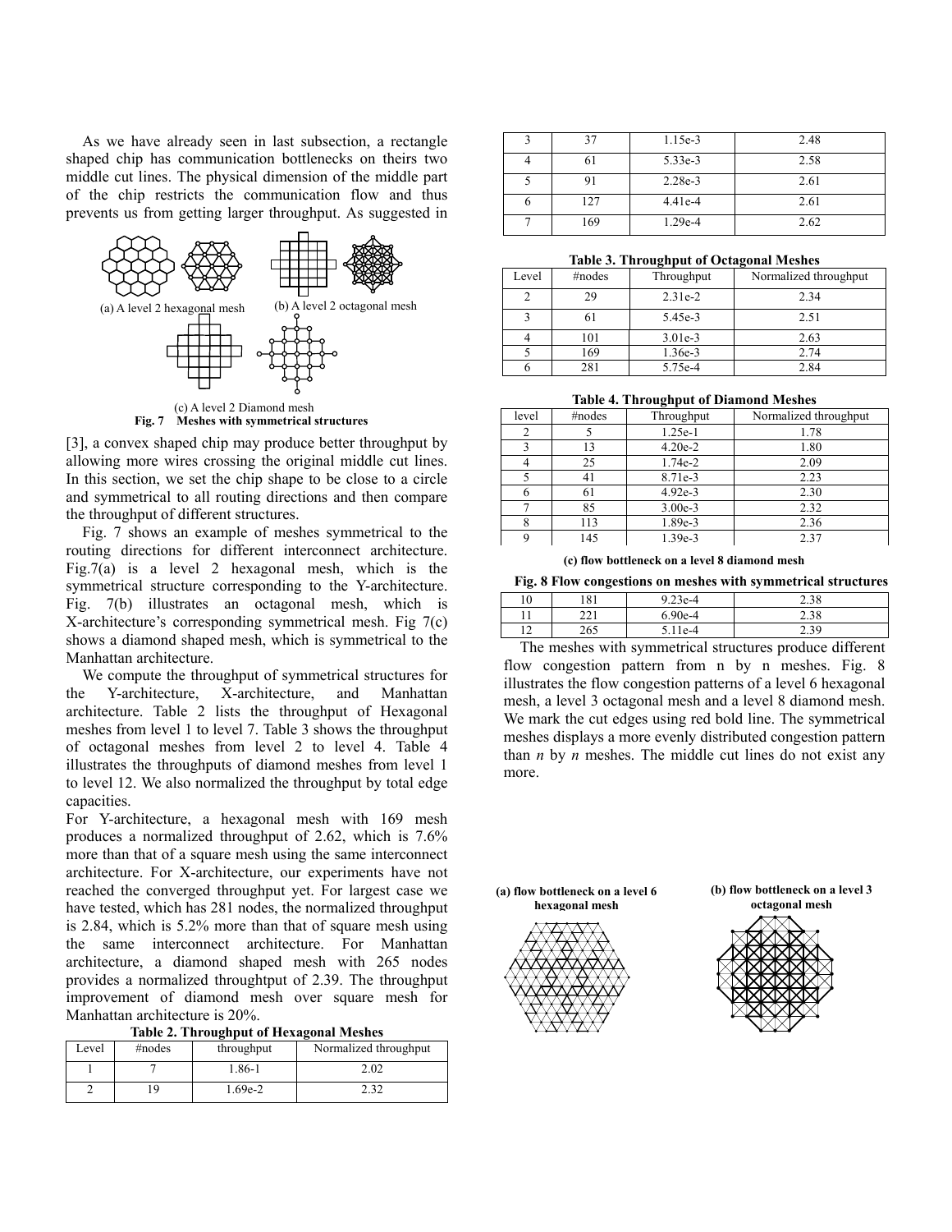As we have already seen in last subsection, a rectangle shaped chip has communication bottlenecks on theirs two middle cut lines. The physical dimension of the middle part of the chip restricts the communication flow and thus prevents us from getting larger throughput. As suggested in [3], a convex shaped chip may produce better throughput by allowing more wires crossing the original middle cut lines. In this section, we set the chip shape to be close to a circle and symmetrical to all routing directions and then compare the throughput of different structures.

(a) A level 2 hexagonal mesh (b) A level 2 octagonal mesh

(c) A level 2 Diamond mesh

**Fig. 7 Meshes with symmetrical structures**

Fig. 7 shows an example of meshes symmetrical to the routing directions for different interconnect architecture. Fig.7(a) is a level 2 hexagonal mesh, which is the symmetrical structure corresponding to the Y-architecture. Fig. 7(b) illustrates an octagonal mesh, which is X-architecture's corresponding symmetrical mesh. Fig 7(c) shows a diamond shaped mesh, which is symmetrical to the Manhattan architecture.

We compute the throughput of symmetrical structures for the Y-architecture, X-architecture, and Manhattan architecture. Table 2 lists the throughput of Hexagonal meshes from level 1 to level 7. Table 3 shows the throughput of octagonal meshes from level 2 to level 4. Table 4 illustrates the throughputs of diamond meshes from level 1 to level 12. We also normalized the throughput by total edge capacities.

For Y-architecture, a hexagonal mesh with 169 mesh produces a normalized throughput of 2.62, which is 7.6% more than that of a square mesh using the same interconnect architecture. For X-architecture, our experiments have not reached the converged throughput yet. For largest case we have tested, which has 281 nodes, the normalized throughput is 2.84, which is 5.2% more than that of square mesh using the same interconnect architecture. For Manhattan architecture, a diamond shaped mesh with 265 nodes provides a normalized throughtput of 2.39. The throughput improvement of diamond mesh over square mesh for Manhattan architecture is 20%.

**Table 2. Throughput of Hexagonal Meshes**

| Level | #nodes | throughput | Normalized throughput |
|---|---|---|---|
| 1 | 7 | 1.86-1 | 2.02 |
| 2 | 19 | 1.69e-2 | 2.32 |
| 3 | 37 | 1.15e-3 | 2.48 |
| 4 | 61 | 5.33e-3 | 2.58 |
| 5 | 91 | 2.28e-3 | 2.61 |
| 6 | 127 | 4.41e-4 | 2.61 |
| 7 | 169 | 1.29e-4 | 2.62 |

**Table 3. Throughput of Octagonal Meshes**

| Level | #nodes | Throughput | Normalized throughput |
|---|---|---|---|
| 2 | 29 | 2.31e-2 | 2.34 |
| 3 | 61 | 5.45e-3 | 2.51 |
| 4 | 101 | 3.01e-3 | 2.63 |
| 5 | 169 | 1.36e-3 | 2.74 |
| 6 | 281 | 5.75e-4 | 2.84 |

**Table 4. Throughput of Diamond Meshes**

| level | #nodes | Throughput | Normalized throughput |
|---|---|---|---|
| 2 | 5 | 1.25e-1 | 1.78 |
| 3 | 13 | 4.20e-2 | 1.80 |
| 4 | 25 | 1.74e-2 | 2.09 |
| 5 | 41 | 8.71e-3 | 2.23 |
| 6 | 61 | 4.92e-3 | 2.30 |
| 7 | 85 | 3.00e-3 | 2.32 |
| 8 | 113 | 1.89e-3 | 2.36 |
| 9 | 145 | 1.39e-3 | 2.37 |
| 10 | 181 | 9.23e-4 | 2.38 |
| 11 | 221 | 6.90e-4 | 2.38 |
| 12 | 265 | 5.11e-4 | 2.39 |

The meshes with symmetrical structures produce different flow congestion pattern from n by n meshes. Fig. 8 illustrates the flow congestion patterns of a level 6 hexagonal mesh, a level 3 octagonal mesh and a level 8 diamond mesh. We mark the cut edges using red bold line. The symmetrical meshes displays a more evenly distributed congestion pattern than *n* by *n* meshes. The middle cut lines do not exist any more.

**(a) flow bottleneck on a level 6 hexagonal mesh**

**(b) flow bottleneck on a level 3 octagonal mesh**

**(c) flow bottleneck on a level 8 diamond mesh**

**Fig. 8 Flow congestions on meshes with symmetrical structures**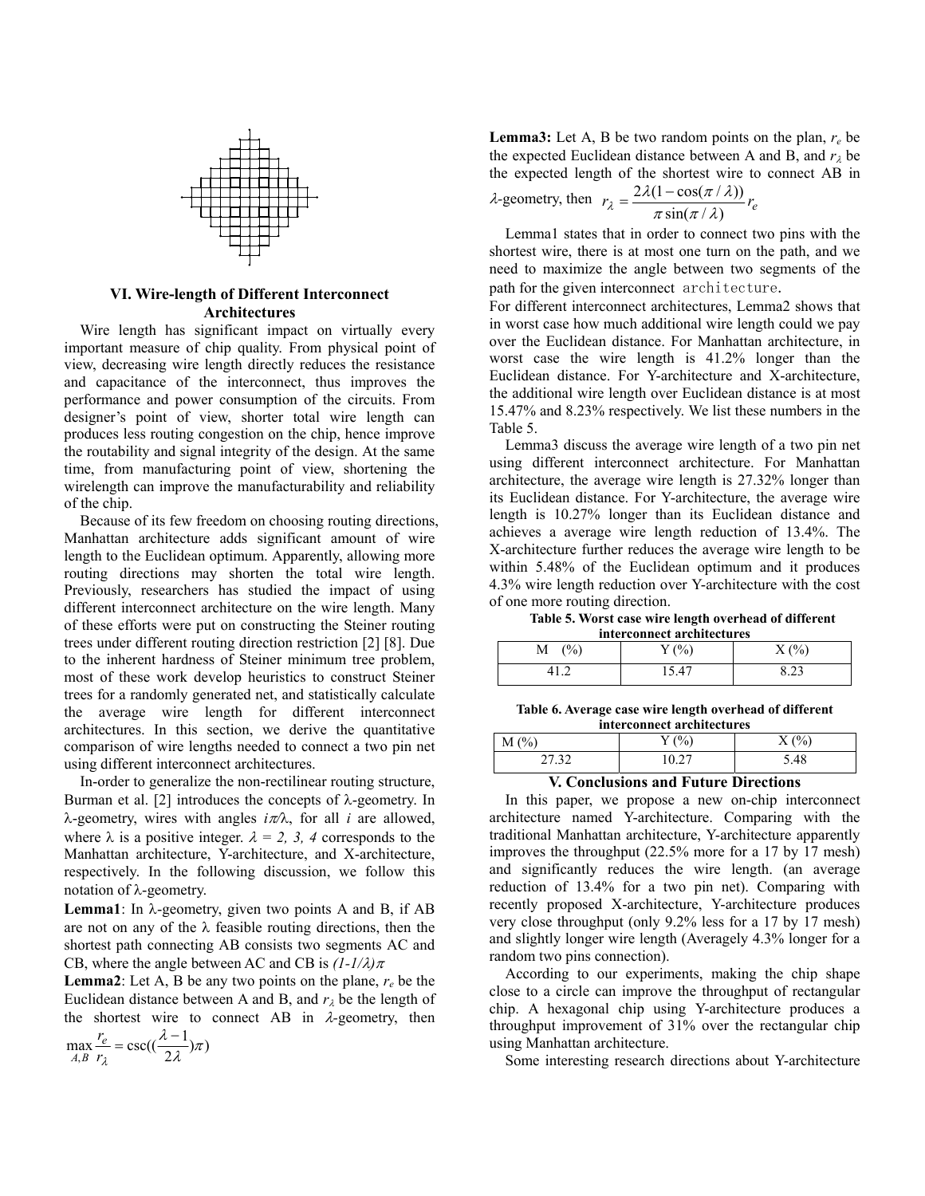## VI. Wire-length of Different Interconnect Architectures

Wire length has significant impact on virtually every important measure of chip quality. From physical point of view, decreasing wire length directly reduces the resistance and capacitance of the interconnect, thus improves the performance and power consumption of the circuits. From designer's point of view, shorter total wire length can produces less routing congestion on the chip, hence improve the routability and signal integrity of the design. At the same time, from manufacturing point of view, shortening the wirelength can improve the manufacturability and reliability of the chip.

Because of its few freedom on choosing routing directions, Manhattan architecture adds significant amount of wire length to the Euclidean optimum. Apparently, allowing more routing directions may shorten the total wire length. Previously, researchers has studied the impact of using different interconnect architecture on the wire length. Many of these efforts were put on constructing the Steiner routing trees under different routing direction restriction [2] [8]. Due to the inherent hardness of Steiner minimum tree problem, most of these work develop heuristics to construct Steiner trees for a randomly generated net, and statistically calculate the average wire length for different interconnect architectures. In this section, we derive the quantitative comparison of wire lengths needed to connect a two pin net using different interconnect architectures.

In-order to generalize the non-rectilinear routing structure, Burman et al. [2] introduces the concepts of λ-geometry. In λ-geometry, wires with angles $i\pi/\lambda$, for all $i$ are allowed, where λ is a positive integer. $\lambda = 2, 3, 4$ corresponds to the Manhattan architecture, Y-architecture, and X-architecture, respectively. In the following discussion, we follow this notation of λ-geometry.

**Lemma1**: In λ-geometry, given two points A and B, if AB are not on any of the λ feasible routing directions, then the shortest path connecting AB consists two segments AC and CB, where the angle between AC and CB is $(1-1/\lambda)\pi$

**Lemma2**: Let A, B be any two points on the plane, $r_e$ be the Euclidean distance between A and B, and $r_\lambda$ be the length of the shortest wire to connect AB in λ-geometry, then $\max_{A,B} \frac{r_e}{r_\lambda} = \csc\left(\left(\frac{\lambda-1}{2\lambda}\right)\pi\right)$

**Lemma3:** Let A, B be two random points on the plan, $r_e$ be the expected Euclidean distance between A and B, and $r_\lambda$ be the expected length of the shortest wire to connect AB in λ-geometry, then $r_\lambda = \frac{2\lambda(1-\cos(\pi/\lambda))}{\pi \sin(\pi/\lambda)} r_e$

Lemma1 states that in order to connect two pins with the shortest wire, there is at most one turn on the path, and we need to maximize the angle between two segments of the path for the given interconnect architecture.

For different interconnect architectures, Lemma2 shows that in worst case how much additional wire length could we pay over the Euclidean distance. For Manhattan architecture, in worst case the wire length is 41.2% longer than the Euclidean distance. For Y-architecture and X-architecture, the additional wire length over Euclidean distance is at most 15.47% and 8.23% respectively. We list these numbers in the Table 5.

Lemma3 discuss the average wire length of a two pin net using different interconnect architecture. For Manhattan architecture, the average wire length is 27.32% longer than its Euclidean distance. For Y-architecture, the average wire length is 10.27% longer than its Euclidean distance and achieves a average wire length reduction of 13.4%. The X-architecture further reduces the average wire length to be within 5.48% of the Euclidean optimum and it produces 4.3% wire length reduction over Y-architecture with the cost of one more routing direction.

**Table 5. Worst case wire length overhead of different interconnect architectures**

| M (%) | Y (%) | X (%) |
|---|---|---|
| 41.2 | 15.47 | 8.23 |

**Table 6. Average case wire length overhead of different interconnect architectures**

| M (%) | Y (%) | X (%) |
|---|---|---|
| 27.32 | 10.27 | 5.48 |

## V. Conclusions and Future Directions

In this paper, we propose a new on-chip interconnect architecture named Y-architecture. Comparing with the traditional Manhattan architecture, Y-architecture apparently improves the throughput (22.5% more for a 17 by 17 mesh) and significantly reduces the wire length. (an average reduction of 13.4% for a two pin net). Comparing with recently proposed X-architecture, Y-architecture produces very close throughput (only 9.2% less for a 17 by 17 mesh) and slightly longer wire length (Averagely 4.3% longer for a random two pins connection).

According to our experiments, making the chip shape close to a circle can improve the throughput of rectangular chip. A hexagonal chip using Y-architecture produces a throughput improvement of 31% over the rectangular chip using Manhattan architecture.

Some interesting research directions about Y-architecture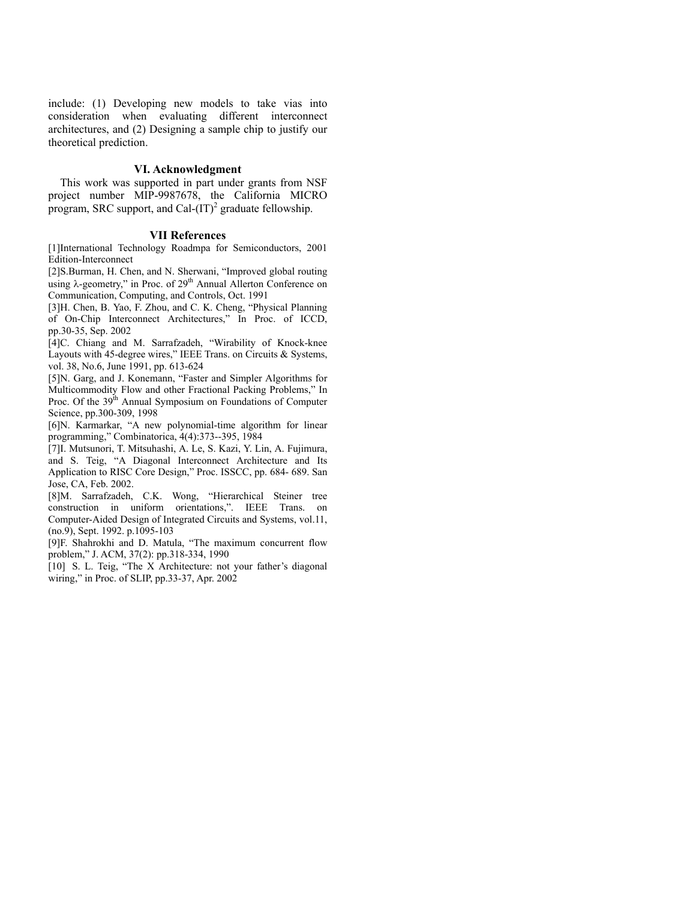include: (1) Developing new models to take vias into consideration when evaluating different interconnect architectures, and (2) Designing a sample chip to justify our theoretical prediction.

## VI. Acknowledgment

This work was supported in part under grants from NSF project number MIP-9987678, the California MICRO program, SRC support, and Cal-$(IT)^2$ graduate fellowship.

## VII References

[1]International Technology Roadmpa for Semiconductors, 2001 Edition-Interconnect

[2]S.Burman, H. Chen, and N. Sherwani, "Improved global routing using λ-geometry," in Proc. of 29th Annual Allerton Conference on Communication, Computing, and Controls, Oct. 1991

[3]H. Chen, B. Yao, F. Zhou, and C. K. Cheng, "Physical Planning of On-Chip Interconnect Architectures," In Proc. of ICCD, pp.30-35, Sep. 2002

[4]C. Chiang and M. Sarrafzadeh, "Wirability of Knock-knee Layouts with 45-degree wires," IEEE Trans. on Circuits & Systems, vol. 38, No.6, June 1991, pp. 613-624

[5]N. Garg, and J. Konemann, "Faster and Simpler Algorithms for Multicommodity Flow and other Fractional Packing Problems," In Proc. Of the 39th Annual Symposium on Foundations of Computer Science, pp.300-309, 1998

[6]N. Karmarkar, "A new polynomial-time algorithm for linear programming," Combinatorica, 4(4):373--395, 1984

[7]I. Mutsunori, T. Mitsuhashi, A. Le, S. Kazi, Y. Lin, A. Fujimura, and S. Teig, "A Diagonal Interconnect Architecture and Its Application to RISC Core Design," Proc. ISSCC, pp. 684- 689. San Jose, CA, Feb. 2002.

[8]M. Sarrafzadeh, C.K. Wong, "Hierarchical Steiner tree construction in uniform orientations,". IEEE Trans. on Computer-Aided Design of Integrated Circuits and Systems, vol.11, (no.9), Sept. 1992. p.1095-103

[9]F. Shahrokhi and D. Matula, "The maximum concurrent flow problem," J. ACM, 37(2): pp.318-334, 1990

[10] S. L. Teig, "The X Architecture: not your father's diagonal wiring," in Proc. of SLIP, pp.33-37, Apr. 2002